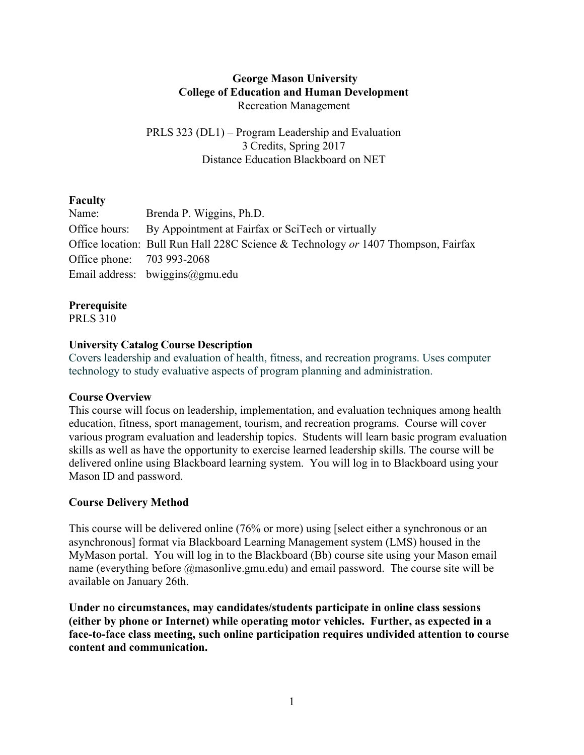**George Mason University**
**College of Education and Human Development**
Recreation Management

PRLS 323 (DL1) – Program Leadership and Evaluation
3 Credits, Spring 2017
Distance Education Blackboard on NET

**Faculty**
Name: Brenda P. Wiggins, Ph.D.
Office hours: By Appointment at Fairfax or SciTech or virtually
Office location: Bull Run Hall 228C Science & Technology *or* 1407 Thompson, Fairfax
Office phone: 703 993-2068
Email address: bwiggins@gmu.edu

**Prerequisite**
PRLS 310

**University Catalog Course Description**
Covers leadership and evaluation of health, fitness, and recreation programs. Uses computer technology to study evaluative aspects of program planning and administration.

**Course Overview**
This course will focus on leadership, implementation, and evaluation techniques among health education, fitness, sport management, tourism, and recreation programs. Course will cover various program evaluation and leadership topics. Students will learn basic program evaluation skills as well as have the opportunity to exercise learned leadership skills. The course will be delivered online using Blackboard learning system. You will log in to Blackboard using your Mason ID and password.

**Course Delivery Method**

This course will be delivered online (76% or more) using [select either a synchronous or an asynchronous] format via Blackboard Learning Management system (LMS) housed in the MyMason portal. You will log in to the Blackboard (Bb) course site using your Mason email name (everything before @masonlive.gmu.edu) and email password. The course site will be available on January 26th.

**Under no circumstances, may candidates/students participate in online class sessions (either by phone or Internet) while operating motor vehicles. Further, as expected in a face-to-face class meeting, such online participation requires undivided attention to course content and communication.**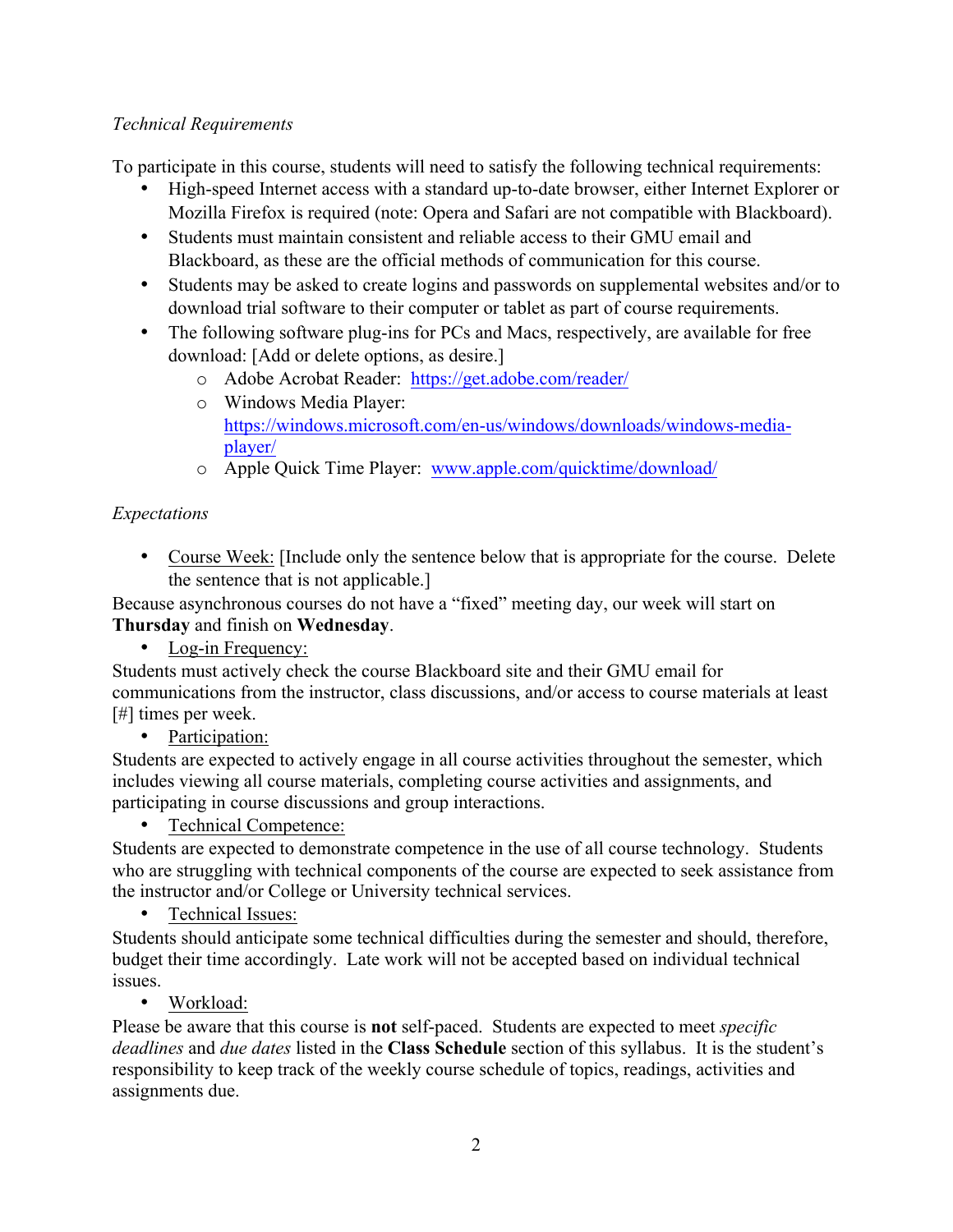*Technical Requirements*

To participate in this course, students will need to satisfy the following technical requirements:

- High-speed Internet access with a standard up-to-date browser, either Internet Explorer or Mozilla Firefox is required (note: Opera and Safari are not compatible with Blackboard).
- Students must maintain consistent and reliable access to their GMU email and Blackboard, as these are the official methods of communication for this course.
- Students may be asked to create logins and passwords on supplemental websites and/or to download trial software to their computer or tablet as part of course requirements.
- The following software plug-ins for PCs and Macs, respectively, are available for free download: [Add or delete options, as desire.]
    - Adobe Acrobat Reader: https://get.adobe.com/reader/
    - Windows Media Player: https://windows.microsoft.com/en-us/windows/downloads/windows-media-player/
    - Apple Quick Time Player: www.apple.com/quicktime/download/

*Expectations*

- Course Week: [Include only the sentence below that is appropriate for the course. Delete the sentence that is not applicable.]

Because asynchronous courses do not have a "fixed" meeting day, our week will start on **Thursday** and finish on **Wednesday**.

- Log-in Frequency:

Students must actively check the course Blackboard site and their GMU email for communications from the instructor, class discussions, and/or access to course materials at least [#] times per week.

- Participation:

Students are expected to actively engage in all course activities throughout the semester, which includes viewing all course materials, completing course activities and assignments, and participating in course discussions and group interactions.

- Technical Competence:

Students are expected to demonstrate competence in the use of all course technology. Students who are struggling with technical components of the course are expected to seek assistance from the instructor and/or College or University technical services.

- Technical Issues:

Students should anticipate some technical difficulties during the semester and should, therefore, budget their time accordingly. Late work will not be accepted based on individual technical issues.

- Workload:

Please be aware that this course is **not** self-paced. Students are expected to meet *specific deadlines* and *due dates* listed in the **Class Schedule** section of this syllabus. It is the student's responsibility to keep track of the weekly course schedule of topics, readings, activities and assignments due.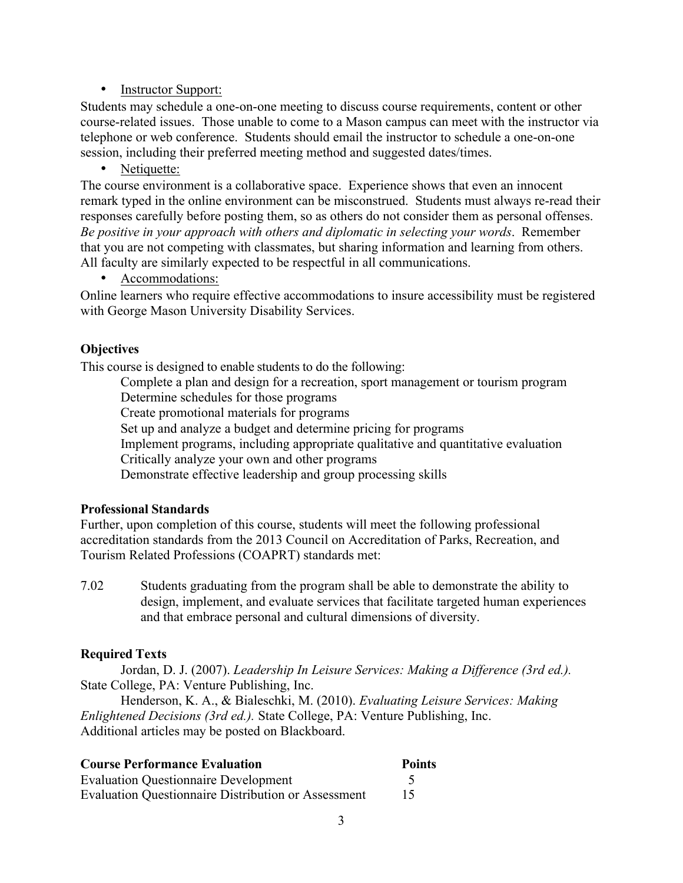- Instructor Support:

Students may schedule a one-on-one meeting to discuss course requirements, content or other course-related issues. Those unable to come to a Mason campus can meet with the instructor via telephone or web conference. Students should email the instructor to schedule a one-on-one session, including their preferred meeting method and suggested dates/times.

- Netiquette:

The course environment is a collaborative space. Experience shows that even an innocent remark typed in the online environment can be misconstrued. Students must always re-read their responses carefully before posting them, so as others do not consider them as personal offenses. *Be positive in your approach with others and diplomatic in selecting your words*. Remember that you are not competing with classmates, but sharing information and learning from others. All faculty are similarly expected to be respectful in all communications.

- Accommodations:

Online learners who require effective accommodations to insure accessibility must be registered with George Mason University Disability Services.

**Objectives**

This course is designed to enable students to do the following:

Complete a plan and design for a recreation, sport management or tourism program
Determine schedules for those programs
Create promotional materials for programs
Set up and analyze a budget and determine pricing for programs
Implement programs, including appropriate qualitative and quantitative evaluation
Critically analyze your own and other programs
Demonstrate effective leadership and group processing skills

**Professional Standards**

Further, upon completion of this course, students will meet the following professional accreditation standards from the 2013 Council on Accreditation of Parks, Recreation, and Tourism Related Professions (COAPRT) standards met:

7.02 Students graduating from the program shall be able to demonstrate the ability to design, implement, and evaluate services that facilitate targeted human experiences and that embrace personal and cultural dimensions of diversity.

**Required Texts**

Jordan, D. J. (2007). *Leadership In Leisure Services: Making a Difference (3rd ed.).* State College, PA: Venture Publishing, Inc.

Henderson, K. A., & Bialeschki, M. (2010). *Evaluating Leisure Services: Making Enlightened Decisions (3rd ed.).* State College, PA: Venture Publishing, Inc.

Additional articles may be posted on Blackboard.

| **Course Performance Evaluation** | **Points** |
|---|---|
| Evaluation Questionnaire Development | 5 |
| Evaluation Questionnaire Distribution or Assessment | 15 |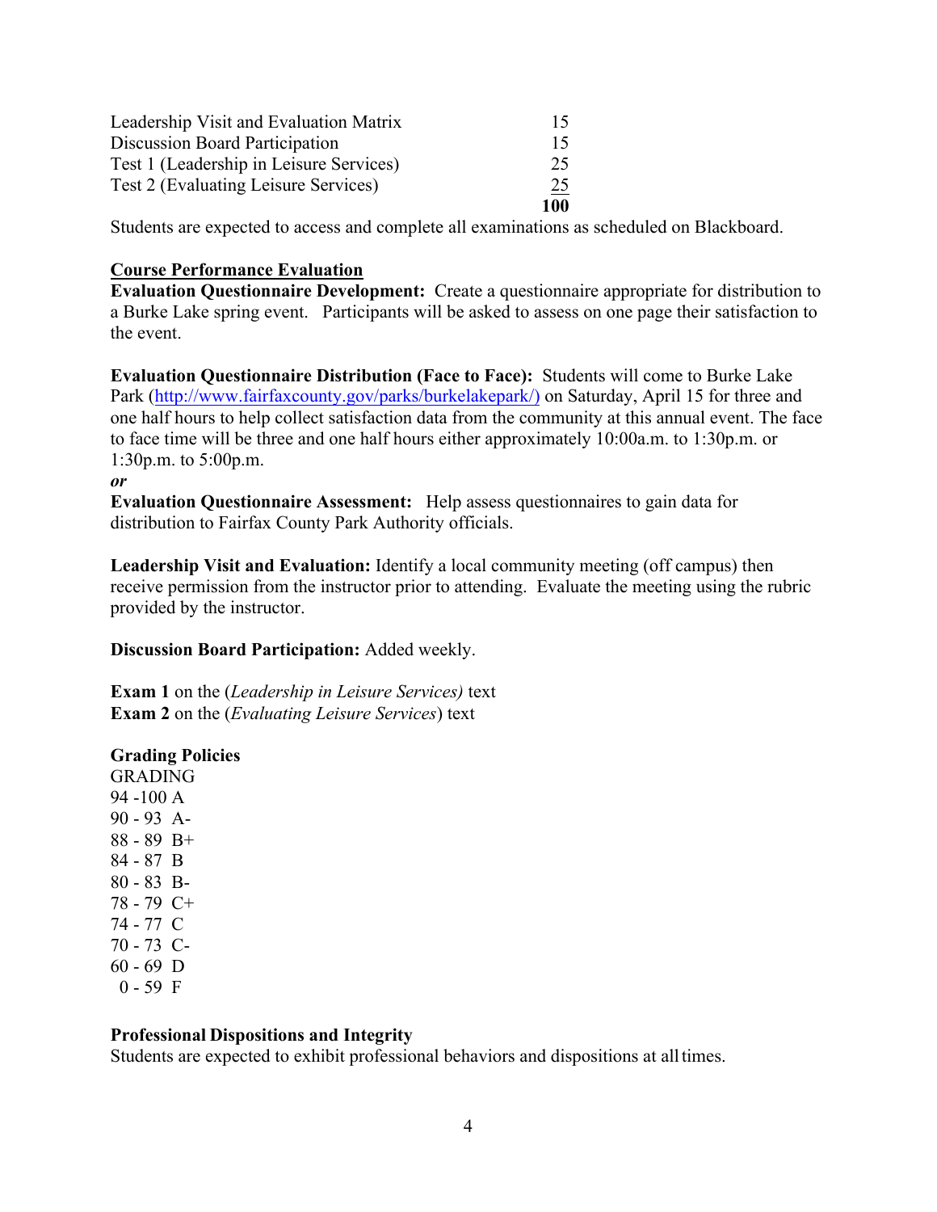| | |
|---|---|
| Leadership Visit and Evaluation Matrix | 15 |
| Discussion Board Participation | 15 |
| Test 1 (Leadership in Leisure Services) | 25 |
| Test 2 (Evaluating Leisure Services) | 25 |
| | **100** |

Students are expected to access and complete all examinations as scheduled on Blackboard.

**Course Performance Evaluation**

**Evaluation Questionnaire Development:** Create a questionnaire appropriate for distribution to a Burke Lake spring event. Participants will be asked to assess on one page their satisfaction to the event.

**Evaluation Questionnaire Distribution (Face to Face):** Students will come to Burke Lake Park (http://www.fairfaxcounty.gov/parks/burkelakepark/) on Saturday, April 15 for three and one half hours to help collect satisfaction data from the community at this annual event. The face to face time will be three and one half hours either approximately 10:00a.m. to 1:30p.m. or 1:30p.m. to 5:00p.m.

***or***

**Evaluation Questionnaire Assessment:** Help assess questionnaires to gain data for distribution to Fairfax County Park Authority officials.

**Leadership Visit and Evaluation:** Identify a local community meeting (off campus) then receive permission from the instructor prior to attending. Evaluate the meeting using the rubric provided by the instructor.

**Discussion Board Participation:** Added weekly.

**Exam 1** on the (*Leadership in Leisure Services)* text
**Exam 2** on the (*Evaluating Leisure Services*) text

**Grading Policies**

GRADING
94 -100 A
90 - 93 A-
88 - 89 B+
84 - 87 B
80 - 83 B-
78 - 79 C+
74 - 77 C
70 - 73 C-
60 - 69 D
0 - 59 F

**Professional Dispositions and Integrity**

Students are expected to exhibit professional behaviors and dispositions at all times.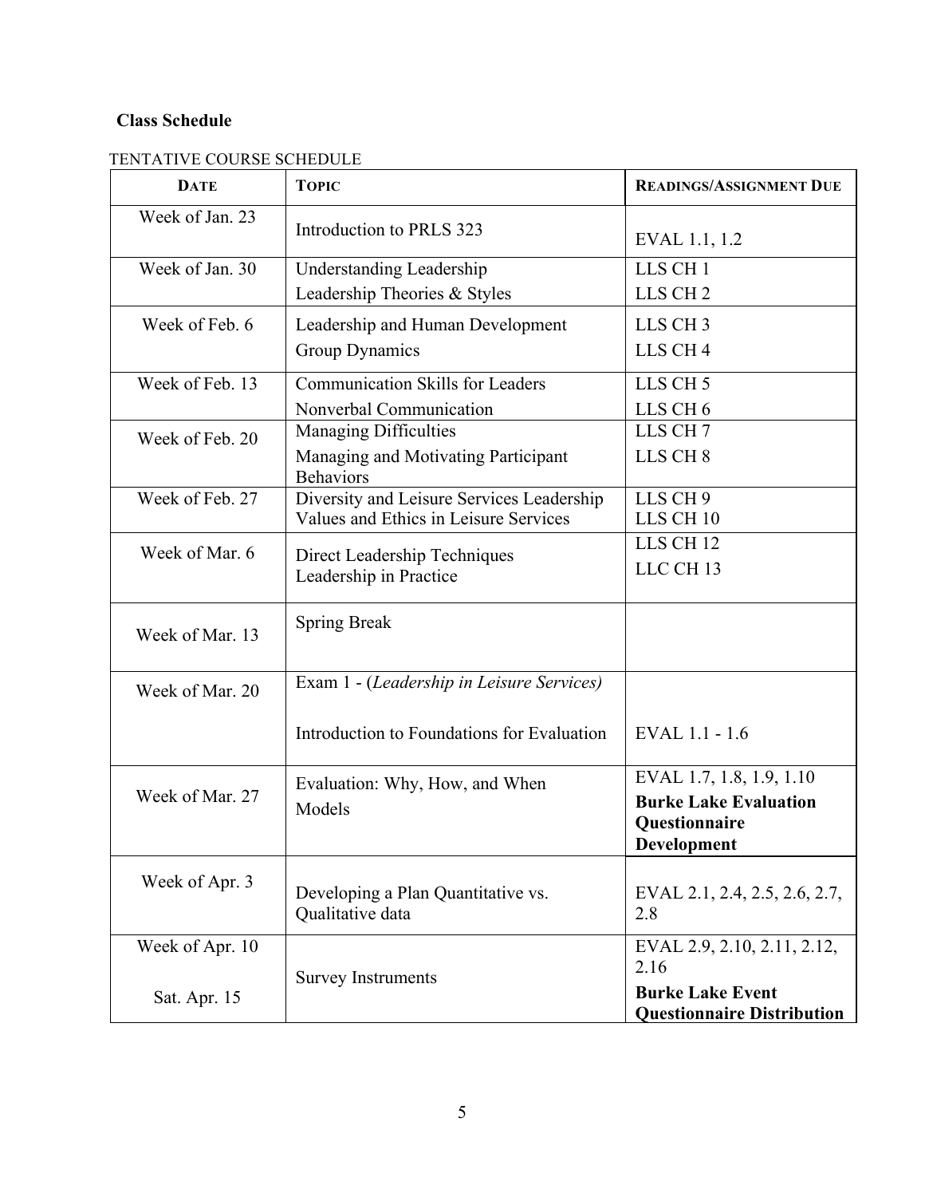**Class Schedule**

TENTATIVE COURSE SCHEDULE

| DATE | TOPIC | READINGS/ASSIGNMENT DUE |
|---|---|---|
| Week of Jan. 23 | Introduction to PRLS 323 | EVAL 1.1, 1.2 |
| Week of Jan. 30 | Understanding Leadership<br>Leadership Theories & Styles | LLS CH 1<br>LLS CH 2 |
| Week of Feb. 6 | Leadership and Human Development<br>Group Dynamics | LLS CH 3<br>LLS CH 4 |
| Week of Feb. 13 | Communication Skills for Leaders<br>Nonverbal Communication | LLS CH 5<br>LLS CH 6 |
| Week of Feb. 20 | Managing Difficulties<br>Managing and Motivating Participant Behaviors | LLS CH 7<br>LLS CH 8 |
| Week of Feb. 27 | Diversity and Leisure Services Leadership<br>Values and Ethics in Leisure Services | LLS CH 9<br>LLS CH 10 |
| Week of Mar. 6 | Direct Leadership Techniques<br>Leadership in Practice | LLS CH 12<br>LLC CH 13 |
| Week of Mar. 13 | Spring Break | |
| Week of Mar. 20 | Exam 1 - (*Leadership in Leisure Services)*<br><br>Introduction to Foundations for Evaluation | <br><br>EVAL 1.1 - 1.6 |
| Week of Mar. 27 | Evaluation: Why, How, and When<br>Models | EVAL 1.7, 1.8, 1.9, 1.10<br>**Burke Lake Evaluation Questionnaire Development** |
| Week of Apr. 3 | Developing a Plan Quantitative vs. Qualitative data | EVAL 2.1, 2.4, 2.5, 2.6, 2.7, 2.8 |
| Week of Apr. 10<br><br>Sat. Apr. 15 | Survey Instruments | EVAL 2.9, 2.10, 2.11, 2.12, 2.16<br>**Burke Lake Event Questionnaire Distribution** |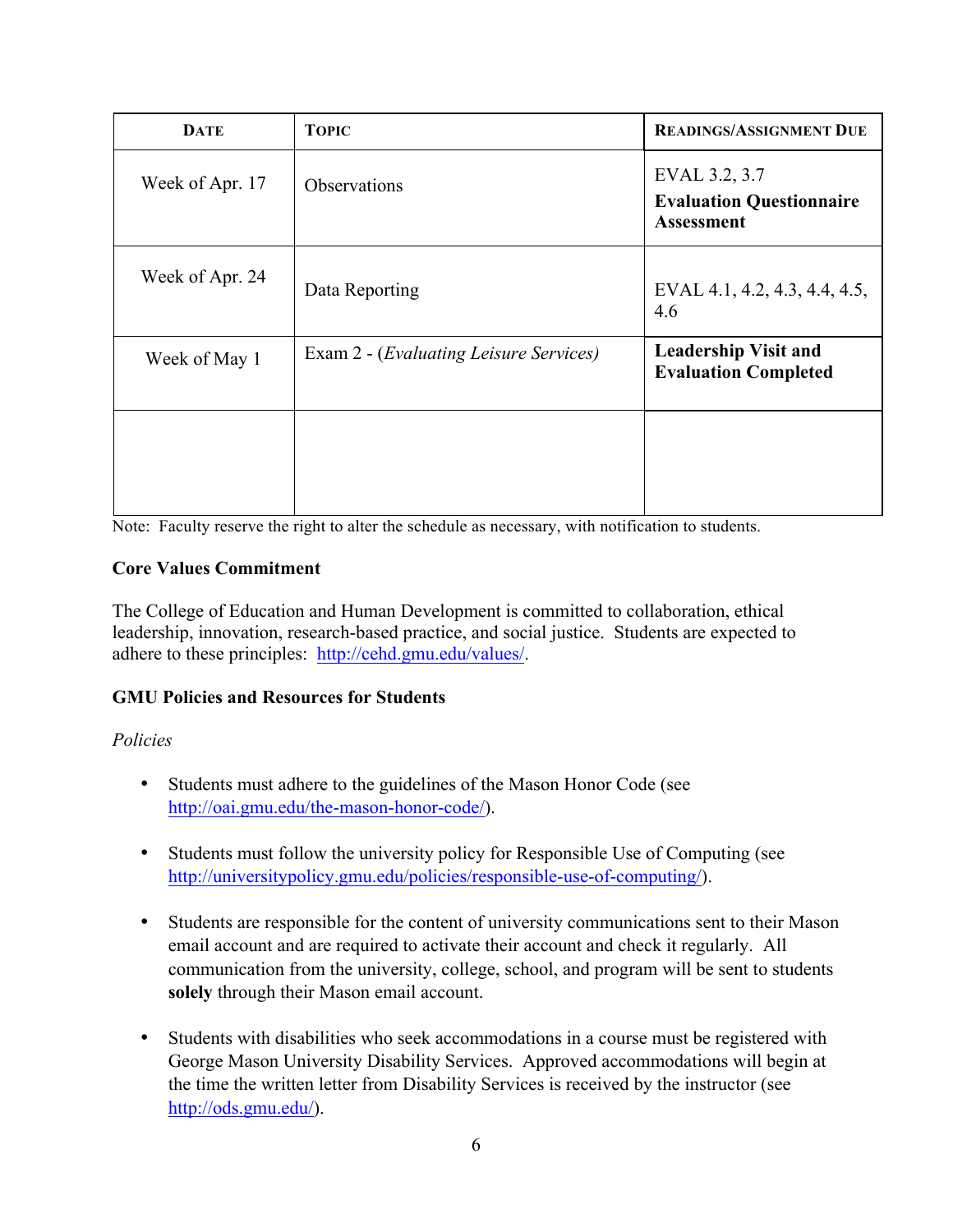| DATE | TOPIC | READINGS/ASSIGNMENT DUE |
| --- | --- | --- |
| Week of Apr. 17 | Observations | EVAL 3.2, 3.7 **Evaluation Questionnaire Assessment** |
| Week of Apr. 24 | Data Reporting | EVAL 4.1, 4.2, 4.3, 4.4, 4.5, 4.6 |
| Week of May 1 | Exam 2 - (*Evaluating Leisure Services)* | **Leadership Visit and Evaluation Completed** |
| | | |

Note: Faculty reserve the right to alter the schedule as necessary, with notification to students.

**Core Values Commitment**

The College of Education and Human Development is committed to collaboration, ethical leadership, innovation, research-based practice, and social justice. Students are expected to adhere to these principles: http://cehd.gmu.edu/values/.

**GMU Policies and Resources for Students**

*Policies*

- Students must adhere to the guidelines of the Mason Honor Code (see http://oai.gmu.edu/the-mason-honor-code/).

- Students must follow the university policy for Responsible Use of Computing (see http://universitypolicy.gmu.edu/policies/responsible-use-of-computing/).

- Students are responsible for the content of university communications sent to their Mason email account and are required to activate their account and check it regularly. All communication from the university, college, school, and program will be sent to students **solely** through their Mason email account.

- Students with disabilities who seek accommodations in a course must be registered with George Mason University Disability Services. Approved accommodations will begin at the time the written letter from Disability Services is received by the instructor (see http://ods.gmu.edu/).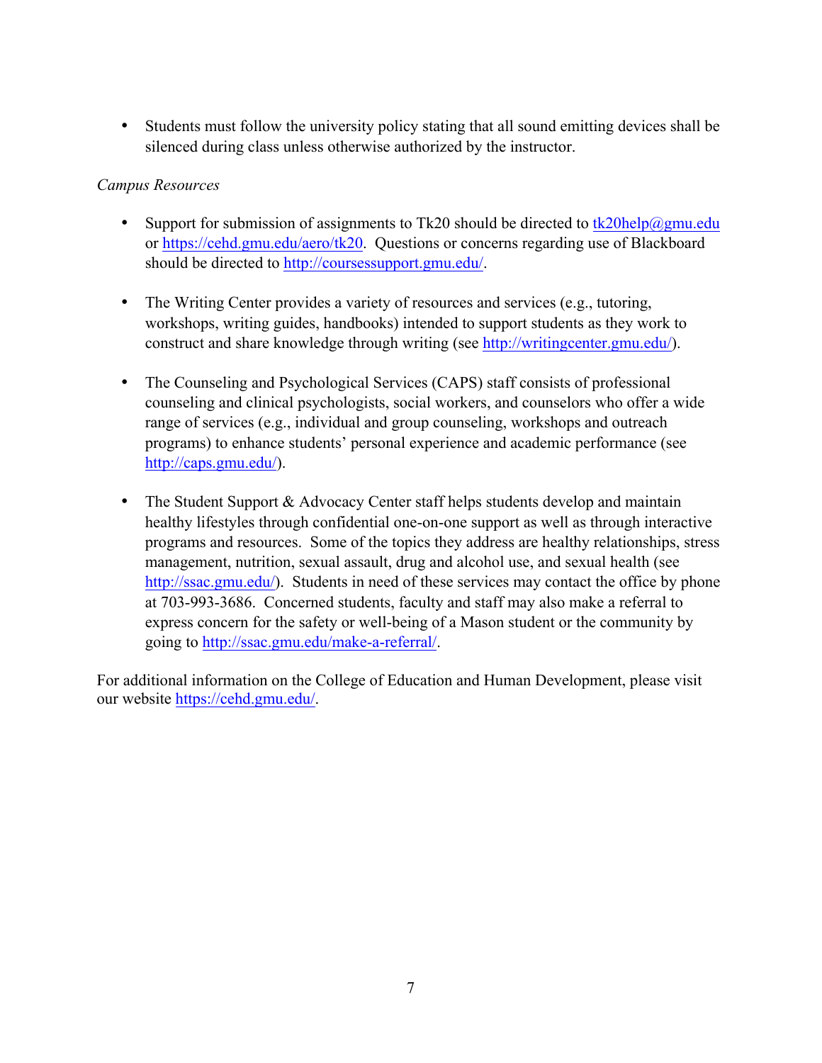- Students must follow the university policy stating that all sound emitting devices shall be silenced during class unless otherwise authorized by the instructor.

*Campus Resources*

- Support for submission of assignments to Tk20 should be directed to tk20help@gmu.edu or https://cehd.gmu.edu/aero/tk20. Questions or concerns regarding use of Blackboard should be directed to http://coursessupport.gmu.edu/.

- The Writing Center provides a variety of resources and services (e.g., tutoring, workshops, writing guides, handbooks) intended to support students as they work to construct and share knowledge through writing (see http://writingcenter.gmu.edu/).

- The Counseling and Psychological Services (CAPS) staff consists of professional counseling and clinical psychologists, social workers, and counselors who offer a wide range of services (e.g., individual and group counseling, workshops and outreach programs) to enhance students' personal experience and academic performance (see http://caps.gmu.edu/).

- The Student Support & Advocacy Center staff helps students develop and maintain healthy lifestyles through confidential one-on-one support as well as through interactive programs and resources. Some of the topics they address are healthy relationships, stress management, nutrition, sexual assault, drug and alcohol use, and sexual health (see http://ssac.gmu.edu/). Students in need of these services may contact the office by phone at 703-993-3686. Concerned students, faculty and staff may also make a referral to express concern for the safety or well-being of a Mason student or the community by going to http://ssac.gmu.edu/make-a-referral/.

For additional information on the College of Education and Human Development, please visit our website https://cehd.gmu.edu/.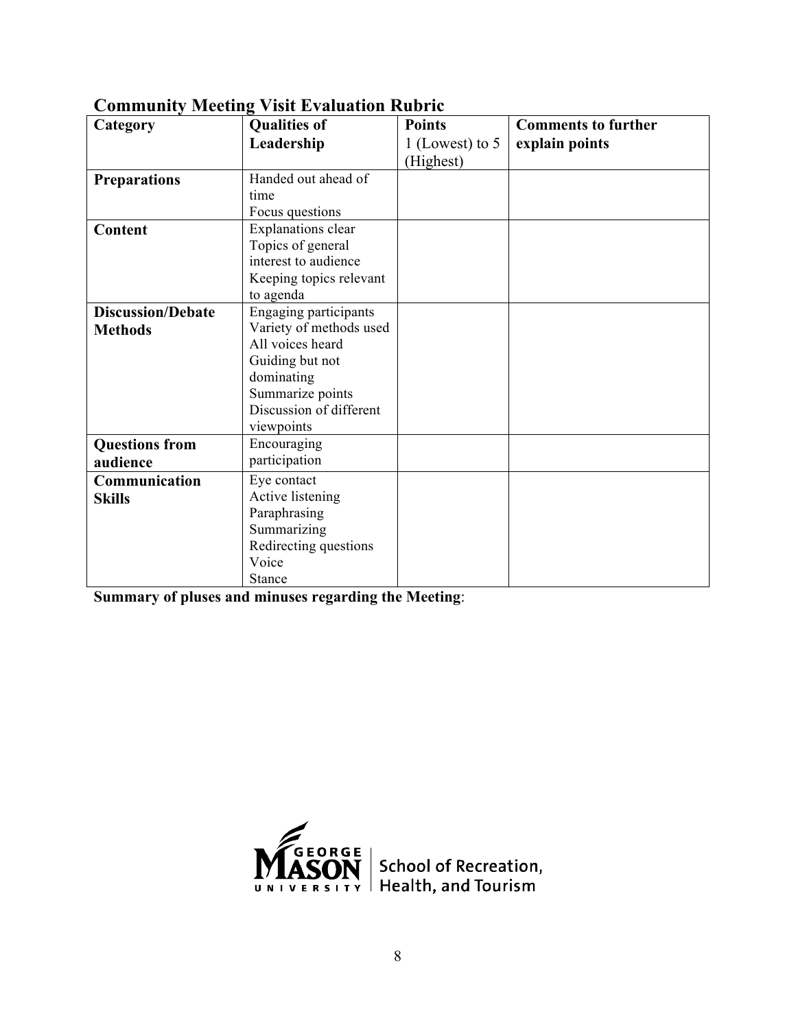## Community Meeting Visit Evaluation Rubric

| Category | Qualities of Leadership | Points 1 (Lowest) to 5 (Highest) | Comments to further explain points |
|---|---|---|---|
| **Preparations** | Handed out ahead of time<br>Focus questions | | |
| **Content** | Explanations clear<br>Topics of general interest to audience<br>Keeping topics relevant to agenda | | |
| **Discussion/Debate Methods** | Engaging participants<br>Variety of methods used<br>All voices heard<br>Guiding but not dominating<br>Summarize points<br>Discussion of different viewpoints | | |
| **Questions from audience** | Encouraging participation | | |
| **Communication Skills** | Eye contact<br>Active listening<br>Paraphrasing<br>Summarizing<br>Redirecting questions<br>Voice<br>Stance | | |

**Summary of pluses and minuses regarding the Meeting**:

GEORGE MASON UNIVERSITY | School of Recreation, Health, and Tourism